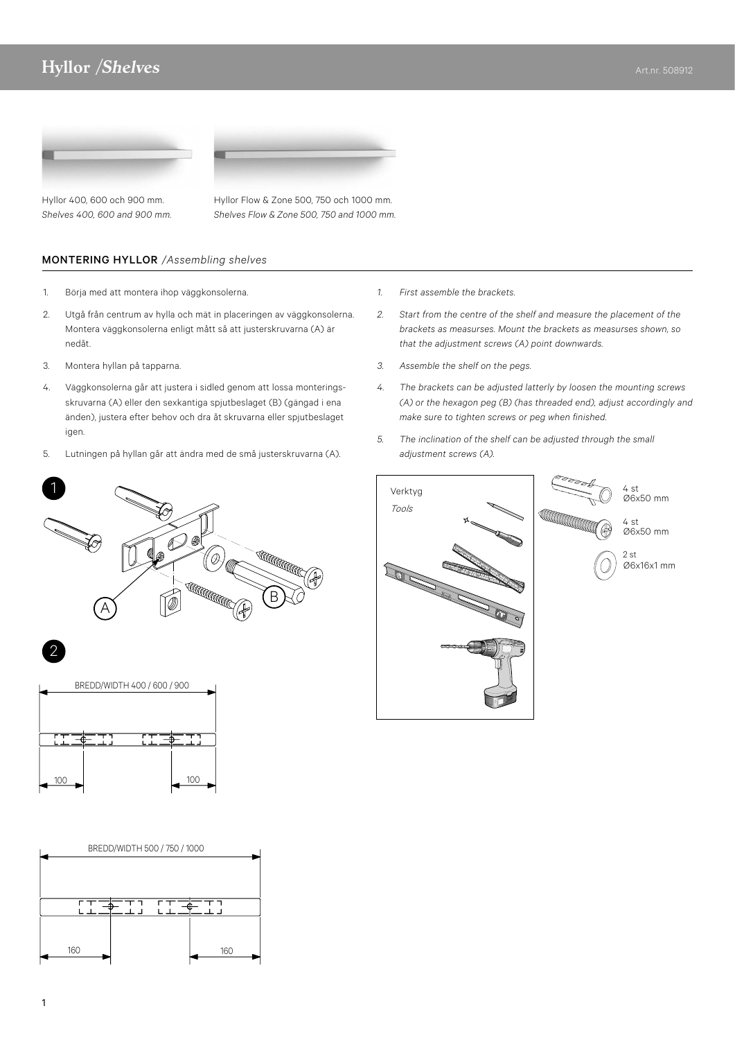# Hyllor /*Shelves*

Art.nr. 508912

Hyllor 400, 600 och 900 mm.
*Shelves 400, 600 and 900 mm.*

Hyllor Flow & Zone 500, 750 och 1000 mm.
*Shelves Flow & Zone 500, 750 and 1000 mm.*

## MONTERING HYLLOR /*Assembling shelves*

1. Börja med att montera ihop väggkonsolerna.
2. Utgå från centrum av hylla och mät in placeringen av väggkonsolerna. Montera väggkonsolerna enligt mått så att justerskruvarna (A) är nedåt.
3. Montera hyllan på tapparna.
4. Väggkonsolerna går att justera i sidled genom att lossa monteringsskruvarna (A) eller den sexkantiga spjutbeslaget (B) (gängad i ena änden), justera efter behov och dra åt skruvarna eller spjutbeslaget igen.
5. Lutningen på hyllan går att ändra med de små justerskruvarna (A).

*1. First assemble the brackets.*

*2. Start from the centre of the shelf and measure the placement of the brackets as measurses. Mount the brackets as measurses shown, so that the adjustment screws (A) point downwards.*

*3. Assemble the shelf on the pegs.*

*4. The brackets can be adjusted latterly by loosen the mounting screws (A) or the hexagon peg (B) (has threaded end), adjust accordingly and make sure to tighten screws or peg when finished.*

*5. The inclination of the shelf can be adjusted through the small adjustment screws (A).*

1

A

B

2

BREDD/WIDTH 400 / 600 / 900

100

100

BREDD/WIDTH 500 / 750 / 1000

160

160

Verktyg
*Tools*

4 st
Ø6x50 mm

4 st
Ø6x50 mm

2 st
Ø6x16x1 mm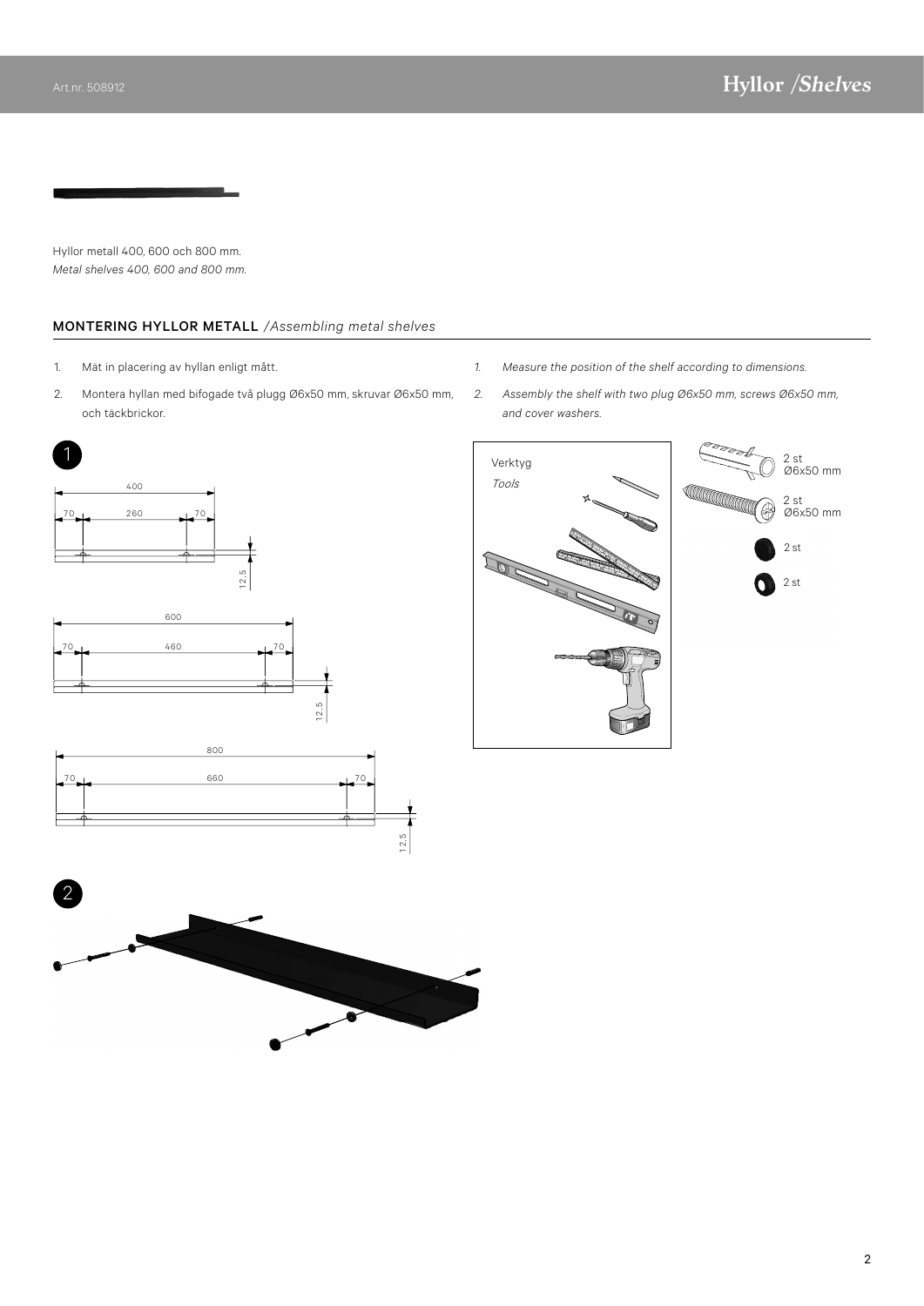Art.nr. 508912

# Hyllor /*Shelves*

Hyllor metall 400, 600 och 800 mm.
*Metal shelves 400, 600 and 800 mm.*

## MONTERING HYLLOR METALL /*Assembling metal shelves*

1. Mät in placering av hyllan enligt mått.
2. Montera hyllan med bifogade två plugg Ø6x50 mm, skruvar Ø6x50 mm, och täckbrickor.

1. *Measure the position of the shelf according to dimensions.*
2. *Assembly the shelf with two plug Ø6x50 mm, screws Ø6x50 mm, and cover washers.*

1

400
70 260 70
12.5

600
70 460 70
12.5

800
70 660 70
12.5

Verktyg
*Tools*

2 st
Ø6x50 mm

2 st
Ø6x50 mm

2 st

2 st

2